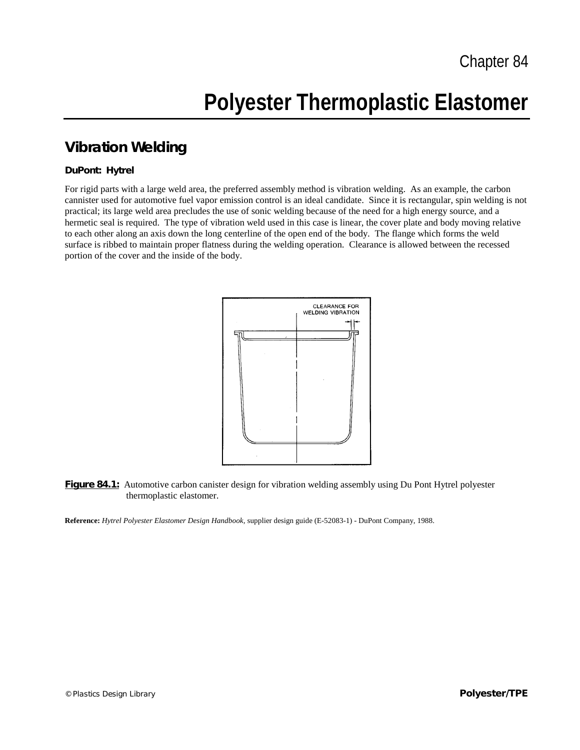Chapter 84

# Polyester Thermoplastic Elastomer

## Vibration Welding

### DuPont: Hytrel

For rigid parts with a large weld area, the preferred assembly method is vibration welding. As an example, the carbon cannister used for automotive fuel vapor emission control is an ideal candidate. Since it is rectangular, spin welding is not practical; its large weld area precludes the use of sonic welding because of the need for a high energy source, and a hermetic seal is required. The type of vibration weld used in this case is linear, the cover plate and body moving relative to each other along an axis down the long centerline of the open end of the body. The flange which forms the weld surface is ribbed to maintain proper flatness during the welding operation. Clearance is allowed between the recessed portion of the cover and the inside of the body.

**Figure 84.1:** Automotive carbon canister design for vibration welding assembly using Du Pont Hytrel polyester thermoplastic elastomer.

**Reference:** *Hytrel Polyester Elastomer Design Handbook,* supplier design guide (E-52083-1) - DuPont Company, 1988.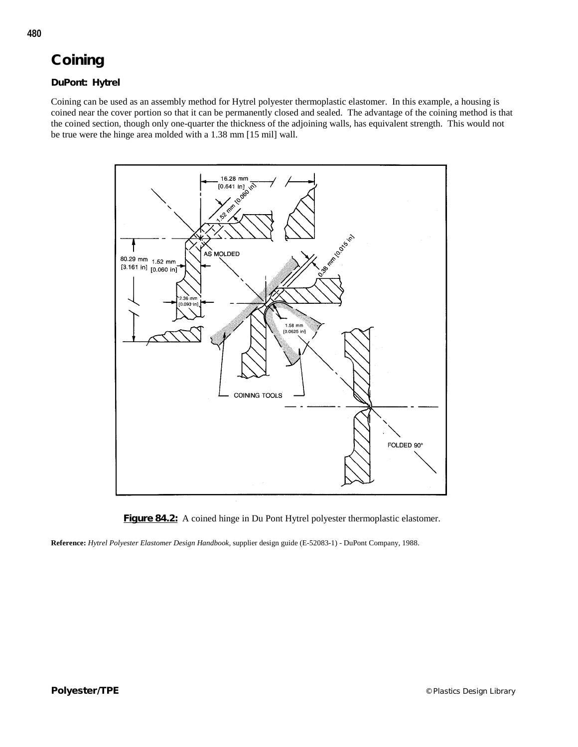# Coining

## DuPont: Hytrel

Coining can be used as an assembly method for Hytrel polyester thermoplastic elastomer. In this example, a housing is coined near the cover portion so that it can be permanently closed and sealed. The advantage of the coining method is that the coined section, though only one-quarter the thickness of the adjoining walls, has equivalent strength. This would not be true were the hinge area molded with a 1.38 mm [15 mil] wall.

**Figure 84.2:** A coined hinge in Du Pont Hytrel polyester thermoplastic elastomer.

**Reference:** *Hytrel Polyester Elastomer Design Handbook*, supplier design guide (E-52083-1) - DuPont Company, 1988.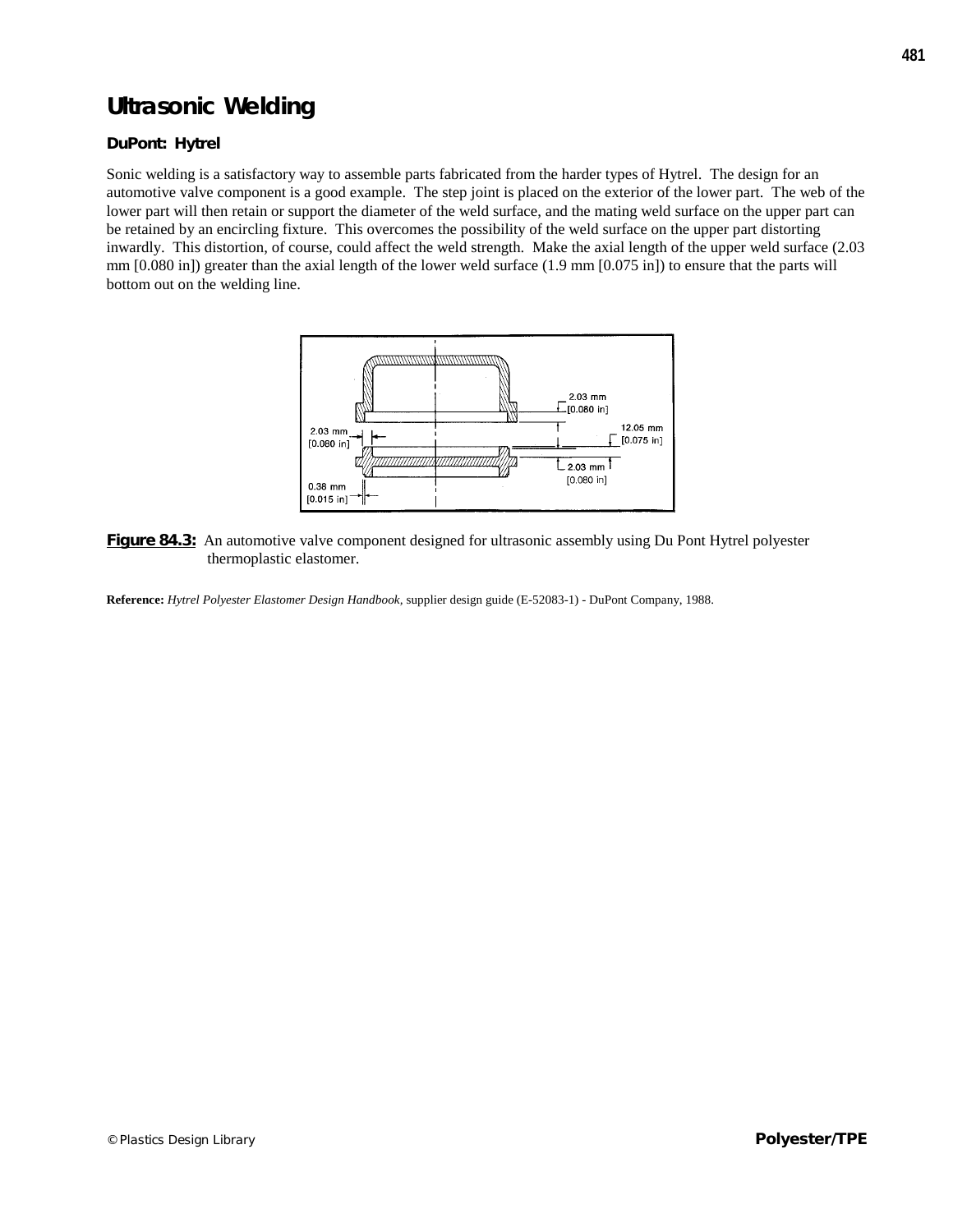# Ultrasonic Welding

### DuPont: Hytrel

Sonic welding is a satisfactory way to assemble parts fabricated from the harder types of Hytrel. The design for an automotive valve component is a good example. The step joint is placed on the exterior of the lower part. The web of the lower part will then retain or support the diameter of the weld surface, and the mating weld surface on the upper part can be retained by an encircling fixture. This overcomes the possibility of the weld surface on the upper part distorting inwardly. This distortion, of course, could affect the weld strength. Make the axial length of the upper weld surface (2.03 mm [0.080 in]) greater than the axial length of the lower weld surface (1.9 mm [0.075 in]) to ensure that the parts will bottom out on the welding line.

2.03 mm
[0.080 in]
2.03 mm
[0.080 in]
12.05 mm
[0.075 in]
2.03 mm
[0.080 in]
0.38 mm
[0.015 in]

**Figure 84.3:** An automotive valve component designed for ultrasonic assembly using Du Pont Hytrel polyester thermoplastic elastomer.

**Reference:** *Hytrel Polyester Elastomer Design Handbook*, supplier design guide (E-52083-1) - DuPont Company, 1988.